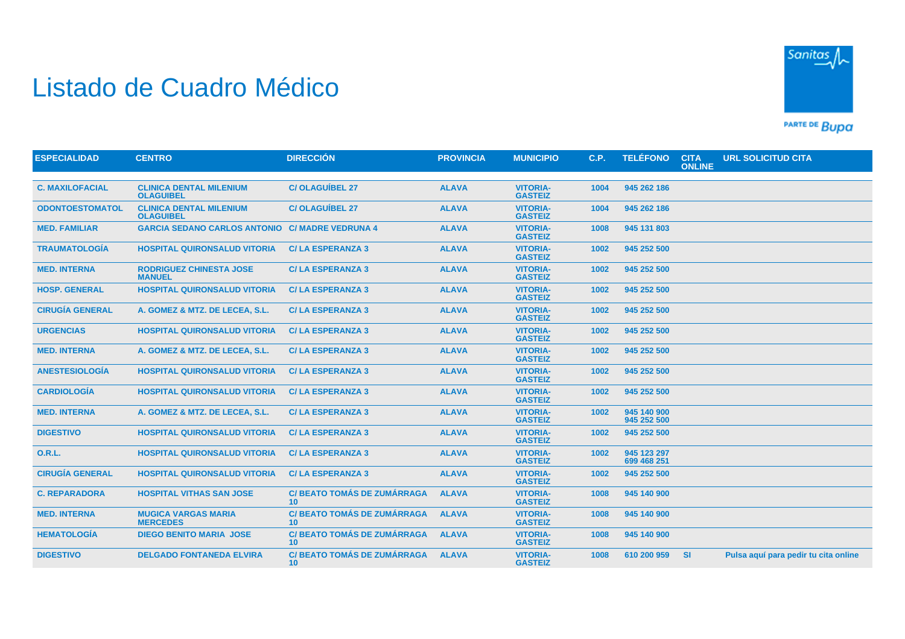# Listado de Cuadro Médico

| ESPECIALIDAD | CENTRO | DIRECCIÓN | PROVINCIA | MUNICIPIO | C.P. | TELÉFONO | CITA ONLINE | URL SOLICITUD CITA |
|---|---|---|---|---|---|---|---|---|
| C. MAXILOFACIAL | CLINICA DENTAL MILENIUM OLAGUIBEL | C/ OLAGUÍBEL 27 | ALAVA | VITORIA-GASTEIZ | 1004 | 945 262 186 | | |
| ODONTOESTOMATOL | CLINICA DENTAL MILENIUM OLAGUIBEL | C/ OLAGUÍBEL 27 | ALAVA | VITORIA-GASTEIZ | 1004 | 945 262 186 | | |
| MED. FAMILIAR | GARCIA SEDANO CARLOS ANTONIO | C/ MADRE VEDRUNA 4 | ALAVA | VITORIA-GASTEIZ | 1008 | 945 131 803 | | |
| TRAUMATOLOGÍA | HOSPITAL QUIRONSALUD VITORIA | C/ LA ESPERANZA 3 | ALAVA | VITORIA-GASTEIZ | 1002 | 945 252 500 | | |
| MED. INTERNA | RODRIGUEZ CHINESTA JOSE MANUEL | C/ LA ESPERANZA 3 | ALAVA | VITORIA-GASTEIZ | 1002 | 945 252 500 | | |
| HOSP. GENERAL | HOSPITAL QUIRONSALUD VITORIA | C/ LA ESPERANZA 3 | ALAVA | VITORIA-GASTEIZ | 1002 | 945 252 500 | | |
| CIRUGÍA GENERAL | A. GOMEZ & MTZ. DE LECEA, S.L. | C/ LA ESPERANZA 3 | ALAVA | VITORIA-GASTEIZ | 1002 | 945 252 500 | | |
| URGENCIAS | HOSPITAL QUIRONSALUD VITORIA | C/ LA ESPERANZA 3 | ALAVA | VITORIA-GASTEIZ | 1002 | 945 252 500 | | |
| MED. INTERNA | A. GOMEZ & MTZ. DE LECEA, S.L. | C/ LA ESPERANZA 3 | ALAVA | VITORIA-GASTEIZ | 1002 | 945 252 500 | | |
| ANESTESIOLOGÍA | HOSPITAL QUIRONSALUD VITORIA | C/ LA ESPERANZA 3 | ALAVA | VITORIA-GASTEIZ | 1002 | 945 252 500 | | |
| CARDIOLOGÍA | HOSPITAL QUIRONSALUD VITORIA | C/ LA ESPERANZA 3 | ALAVA | VITORIA-GASTEIZ | 1002 | 945 252 500 | | |
| MED. INTERNA | A. GOMEZ & MTZ. DE LECEA, S.L. | C/ LA ESPERANZA 3 | ALAVA | VITORIA-GASTEIZ | 1002 | 945 140 900 945 252 500 | | |
| DIGESTIVO | HOSPITAL QUIRONSALUD VITORIA | C/ LA ESPERANZA 3 | ALAVA | VITORIA-GASTEIZ | 1002 | 945 252 500 | | |
| O.R.L. | HOSPITAL QUIRONSALUD VITORIA | C/ LA ESPERANZA 3 | ALAVA | VITORIA-GASTEIZ | 1002 | 945 123 297 699 468 251 | | |
| CIRUGÍA GENERAL | HOSPITAL QUIRONSALUD VITORIA | C/ LA ESPERANZA 3 | ALAVA | VITORIA-GASTEIZ | 1002 | 945 252 500 | | |
| C. REPARADORA | HOSPITAL VITHAS SAN JOSE | C/ BEATO TOMÁS DE ZUMÁRRAGA 10 | ALAVA | VITORIA-GASTEIZ | 1008 | 945 140 900 | | |
| MED. INTERNA | MUGICA VARGAS MARIA MERCEDES | C/ BEATO TOMÁS DE ZUMÁRRAGA 10 | ALAVA | VITORIA-GASTEIZ | 1008 | 945 140 900 | | |
| HEMATOLOGÍA | DIEGO BENITO MARIA JOSE | C/ BEATO TOMÁS DE ZUMÁRRAGA 10 | ALAVA | VITORIA-GASTEIZ | 1008 | 945 140 900 | | |
| DIGESTIVO | DELGADO FONTANEDA ELVIRA | C/ BEATO TOMÁS DE ZUMÁRRAGA 10 | ALAVA | VITORIA-GASTEIZ | 1008 | 610 200 959 | SI | Pulsa aquí para pedir tu cita online |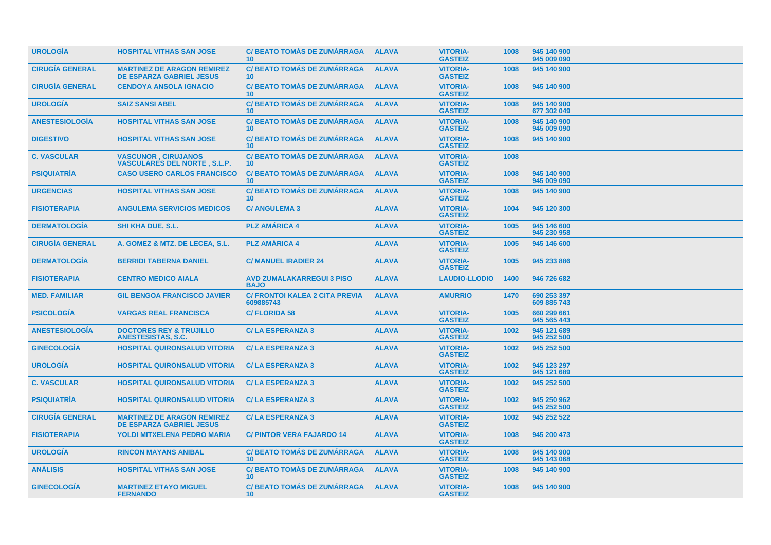| UROLOGÍA | HOSPITAL VITHAS SAN JOSE | C/ BEATO TOMÁS DE ZUMÁRRAGA 10 | ALAVA | VITORIA-GASTEIZ | 1008 | 945 140 900 945 009 090 |
|---|---|---|---|---|---|---|
| CIRUGÍA GENERAL | MARTINEZ DE ARAGON REMIREZ DE ESPARZA GABRIEL JESUS | C/ BEATO TOMÁS DE ZUMÁRRAGA 10 | ALAVA | VITORIA-GASTEIZ | 1008 | 945 140 900 |
| CIRUGÍA GENERAL | CENDOYA ANSOLA IGNACIO | C/ BEATO TOMÁS DE ZUMÁRRAGA 10 | ALAVA | VITORIA-GASTEIZ | 1008 | 945 140 900 |
| UROLOGÍA | SAIZ SANSI ABEL | C/ BEATO TOMÁS DE ZUMÁRRAGA 10 | ALAVA | VITORIA-GASTEIZ | 1008 | 945 140 900 677 302 049 |
| ANESTESIOLOGÍA | HOSPITAL VITHAS SAN JOSE | C/ BEATO TOMÁS DE ZUMÁRRAGA 10 | ALAVA | VITORIA-GASTEIZ | 1008 | 945 140 900 945 009 090 |
| DIGESTIVO | HOSPITAL VITHAS SAN JOSE | C/ BEATO TOMÁS DE ZUMÁRRAGA 10 | ALAVA | VITORIA-GASTEIZ | 1008 | 945 140 900 |
| C. VASCULAR | VASCUNOR , CIRUJANOS VASCULARES DEL NORTE , S.L.P. | C/ BEATO TOMÁS DE ZUMÁRRAGA 10 | ALAVA | VITORIA-GASTEIZ | 1008 | |
| PSIQUIATRÍA | CASO USERO CARLOS FRANCISCO | C/ BEATO TOMÁS DE ZUMÁRRAGA 10 | ALAVA | VITORIA-GASTEIZ | 1008 | 945 140 900 945 009 090 |
| URGENCIAS | HOSPITAL VITHAS SAN JOSE | C/ BEATO TOMÁS DE ZUMÁRRAGA 10 | ALAVA | VITORIA-GASTEIZ | 1008 | 945 140 900 |
| FISIOTERAPIA | ANGULEMA SERVICIOS MEDICOS | C/ ANGULEMA 3 | ALAVA | VITORIA-GASTEIZ | 1004 | 945 120 300 |
| DERMATOLOGÍA | SHI KHA DUE, S.L. | PLZ AMÁRICA 4 | ALAVA | VITORIA-GASTEIZ | 1005 | 945 146 600 945 230 958 |
| CIRUGÍA GENERAL | A. GOMEZ & MTZ. DE LECEA, S.L. | PLZ AMÁRICA 4 | ALAVA | VITORIA-GASTEIZ | 1005 | 945 146 600 |
| DERMATOLOGÍA | BERRIDI TABERNA DANIEL | C/ MANUEL IRADIER 24 | ALAVA | VITORIA-GASTEIZ | 1005 | 945 233 886 |
| FISIOTERAPIA | CENTRO MEDICO AIALA | AVD ZUMALAKARREGUI 3 PISO BAJO | ALAVA | LAUDIO-LLODIO | 1400 | 946 726 682 |
| MED. FAMILIAR | GIL BENGOA FRANCISCO JAVIER | C/ FRONTOI KALEA 2 CITA PREVIA 609885743 | ALAVA | AMURRIO | 1470 | 690 253 397 609 885 743 |
| PSICOLOGÍA | VARGAS REAL FRANCISCA | C/ FLORIDA 58 | ALAVA | VITORIA-GASTEIZ | 1005 | 660 299 661 945 565 443 |
| ANESTESIOLOGÍA | DOCTORES REY & TRUJILLO ANESTESISTAS, S.C. | C/ LA ESPERANZA 3 | ALAVA | VITORIA-GASTEIZ | 1002 | 945 121 689 945 252 500 |
| GINECOLOGÍA | HOSPITAL QUIRONSALUD VITORIA | C/ LA ESPERANZA 3 | ALAVA | VITORIA-GASTEIZ | 1002 | 945 252 500 |
| UROLOGÍA | HOSPITAL QUIRONSALUD VITORIA | C/ LA ESPERANZA 3 | ALAVA | VITORIA-GASTEIZ | 1002 | 945 123 297 945 121 689 |
| C. VASCULAR | HOSPITAL QUIRONSALUD VITORIA | C/ LA ESPERANZA 3 | ALAVA | VITORIA-GASTEIZ | 1002 | 945 252 500 |
| PSIQUIATRÍA | HOSPITAL QUIRONSALUD VITORIA | C/ LA ESPERANZA 3 | ALAVA | VITORIA-GASTEIZ | 1002 | 945 250 962 945 252 500 |
| CIRUGÍA GENERAL | MARTINEZ DE ARAGON REMIREZ DE ESPARZA GABRIEL JESUS | C/ LA ESPERANZA 3 | ALAVA | VITORIA-GASTEIZ | 1002 | 945 252 522 |
| FISIOTERAPIA | YOLDI MITXELENA PEDRO MARIA | C/ PINTOR VERA FAJARDO 14 | ALAVA | VITORIA-GASTEIZ | 1008 | 945 200 473 |
| UROLOGÍA | RINCON MAYANS ANIBAL | C/ BEATO TOMÁS DE ZUMÁRRAGA 10 | ALAVA | VITORIA-GASTEIZ | 1008 | 945 140 900 945 143 068 |
| ANÁLISIS | HOSPITAL VITHAS SAN JOSE | C/ BEATO TOMÁS DE ZUMÁRRAGA 10 | ALAVA | VITORIA-GASTEIZ | 1008 | 945 140 900 |
| GINECOLOGÍA | MARTINEZ ETAYO MIGUEL FERNANDO | C/ BEATO TOMÁS DE ZUMÁRRAGA 10 | ALAVA | VITORIA-GASTEIZ | 1008 | 945 140 900 |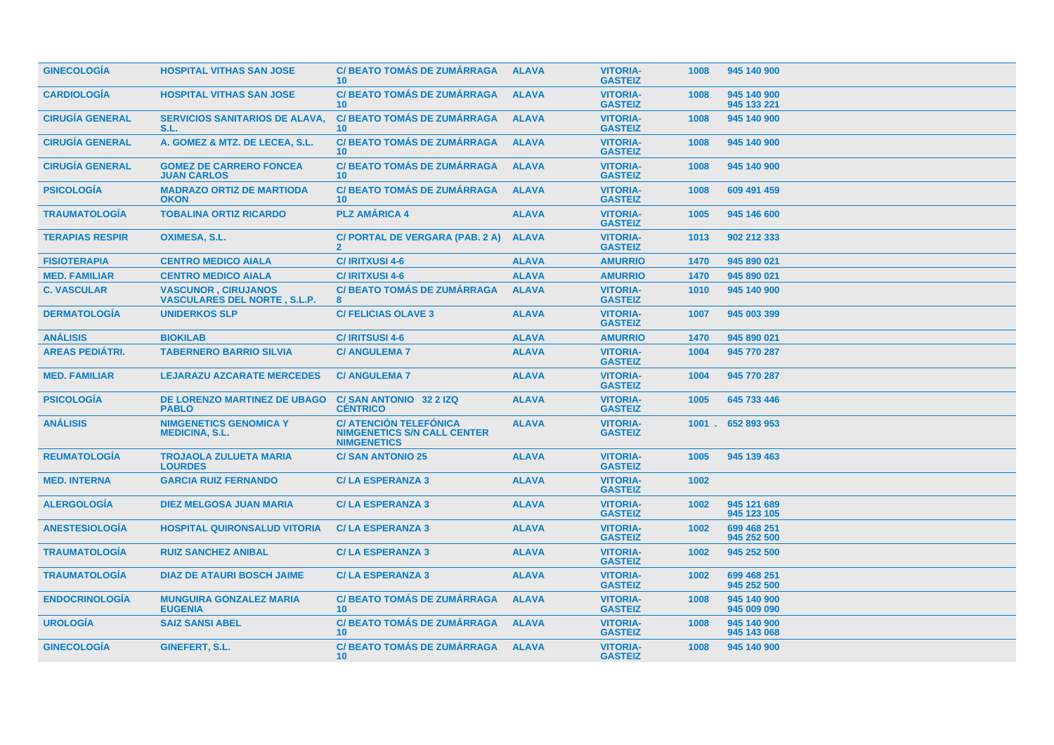| | | | | | | |
|---|---|---|---|---|---|---|
| GINECOLOGÍA | HOSPITAL VITHAS SAN JOSE | C/ BEATO TOMÁS DE ZUMÁRRAGA 10 | ALAVA | VITORIA-GASTEIZ | 1008 | 945 140 900 |
| CARDIOLOGÍA | HOSPITAL VITHAS SAN JOSE | C/ BEATO TOMÁS DE ZUMÁRRAGA 10 | ALAVA | VITORIA-GASTEIZ | 1008 | 945 140 900 945 133 221 |
| CIRUGÍA GENERAL | SERVICIOS SANITARIOS DE ALAVA, S.L. | C/ BEATO TOMÁS DE ZUMÁRRAGA 10 | ALAVA | VITORIA-GASTEIZ | 1008 | 945 140 900 |
| CIRUGÍA GENERAL | A. GOMEZ & MTZ. DE LECEA, S.L. | C/ BEATO TOMÁS DE ZUMÁRRAGA 10 | ALAVA | VITORIA-GASTEIZ | 1008 | 945 140 900 |
| CIRUGÍA GENERAL | GOMEZ DE CARRERO FONCEA JUAN CARLOS | C/ BEATO TOMÁS DE ZUMÁRRAGA 10 | ALAVA | VITORIA-GASTEIZ | 1008 | 945 140 900 |
| PSICOLOGÍA | MADRAZO ORTIZ DE MARTIODA OKON | C/ BEATO TOMÁS DE ZUMÁRRAGA 10 | ALAVA | VITORIA-GASTEIZ | 1008 | 609 491 459 |
| TRAUMATOLOGÍA | TOBALINA ORTIZ RICARDO | PLZ AMÁRICA 4 | ALAVA | VITORIA-GASTEIZ | 1005 | 945 146 600 |
| TERAPIAS RESPIR | OXIMESA, S.L. | C/ PORTAL DE VERGARA (PAB. 2 A) 2 | ALAVA | VITORIA-GASTEIZ | 1013 | 902 212 333 |
| FISIOTERAPIA | CENTRO MEDICO AIALA | C/ IRITXUSI 4-6 | ALAVA | AMURRIO | 1470 | 945 890 021 |
| MED. FAMILIAR | CENTRO MEDICO AIALA | C/ IRITXUSI 4-6 | ALAVA | AMURRIO | 1470 | 945 890 021 |
| C. VASCULAR | VASCUNOR , CIRUJANOS VASCULARES DEL NORTE , S.L.P. | C/ BEATO TOMÁS DE ZUMÁRRAGA 8 | ALAVA | VITORIA-GASTEIZ | 1010 | 945 140 900 |
| DERMATOLOGÍA | UNIDERKOS SLP | C/ FELICIAS OLAVE 3 | ALAVA | VITORIA-GASTEIZ | 1007 | 945 003 399 |
| ANÁLISIS | BIOKILAB | C/ IRITSUSI 4-6 | ALAVA | AMURRIO | 1470 | 945 890 021 |
| AREAS PEDIÁTRI. | TABERNERO BARRIO SILVIA | C/ ANGULEMA 7 | ALAVA | VITORIA-GASTEIZ | 1004 | 945 770 287 |
| MED. FAMILIAR | LEJARAZU AZCARATE MERCEDES | C/ ANGULEMA 7 | ALAVA | VITORIA-GASTEIZ | 1004 | 945 770 287 |
| PSICOLOGÍA | DE LORENZO MARTINEZ DE UBAGO PABLO | C/ SAN ANTONIO 32 2 IZQ CÉNTRICO | ALAVA | VITORIA-GASTEIZ | 1005 | 645 733 446 |
| ANÁLISIS | NIMGENETICS GENOMICA Y MEDICINA, S.L. | C/ ATENCIÓN TELEFÓNICA NIMGENETICS S/N CALL CENTER NIMGENETICS | ALAVA | VITORIA-GASTEIZ | 1001 . | 652 893 953 |
| REUMATOLOGÍA | TROJAOLA ZULUETA MARIA LOURDES | C/ SAN ANTONIO 25 | ALAVA | VITORIA-GASTEIZ | 1005 | 945 139 463 |
| MED. INTERNA | GARCIA RUIZ FERNANDO | C/ LA ESPERANZA 3 | ALAVA | VITORIA-GASTEIZ | 1002 | |
| ALERGOLOGÍA | DIEZ MELGOSA JUAN MARIA | C/ LA ESPERANZA 3 | ALAVA | VITORIA-GASTEIZ | 1002 | 945 121 689 945 123 105 |
| ANESTESIOLOGÍA | HOSPITAL QUIRONSALUD VITORIA | C/ LA ESPERANZA 3 | ALAVA | VITORIA-GASTEIZ | 1002 | 699 468 251 945 252 500 |
| TRAUMATOLOGÍA | RUIZ SANCHEZ ANIBAL | C/ LA ESPERANZA 3 | ALAVA | VITORIA-GASTEIZ | 1002 | 945 252 500 |
| TRAUMATOLOGÍA | DIAZ DE ATAURI BOSCH JAIME | C/ LA ESPERANZA 3 | ALAVA | VITORIA-GASTEIZ | 1002 | 699 468 251 945 252 500 |
| ENDOCRINOLOGÍA | MUNGUIRA GONZALEZ MARIA EUGENIA | C/ BEATO TOMÁS DE ZUMÁRRAGA 10 | ALAVA | VITORIA-GASTEIZ | 1008 | 945 140 900 945 009 090 |
| UROLOGÍA | SAIZ SANSI ABEL | C/ BEATO TOMÁS DE ZUMÁRRAGA 10 | ALAVA | VITORIA-GASTEIZ | 1008 | 945 140 900 945 143 068 |
| GINECOLOGÍA | GINEFERT, S.L. | C/ BEATO TOMÁS DE ZUMÁRRAGA 10 | ALAVA | VITORIA-GASTEIZ | 1008 | 945 140 900 |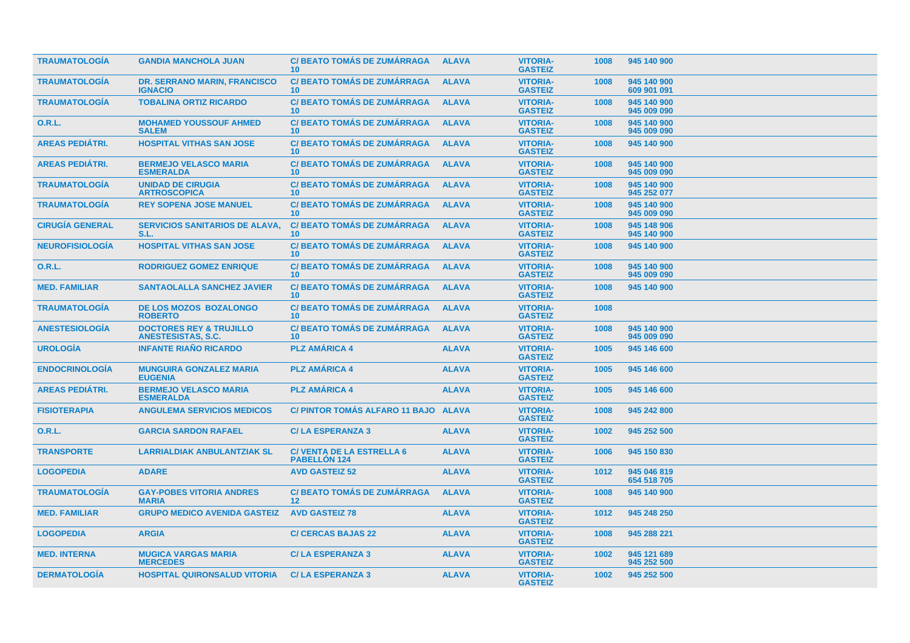| | | | | | | |
|---|---|---|---|---|---|---|
| TRAUMATOLOGÍA | GANDIA MANCHOLA JUAN | C/ BEATO TOMÁS DE ZUMÁRRAGA 10 | ALAVA | VITORIA-GASTEIZ | 1008 | 945 140 900 |
| TRAUMATOLOGÍA | DR. SERRANO MARIN, FRANCISCO IGNACIO | C/ BEATO TOMÁS DE ZUMÁRRAGA 10 | ALAVA | VITORIA-GASTEIZ | 1008 | 945 140 900<br>609 901 091 |
| TRAUMATOLOGÍA | TOBALINA ORTIZ RICARDO | C/ BEATO TOMÁS DE ZUMÁRRAGA 10 | ALAVA | VITORIA-GASTEIZ | 1008 | 945 140 900<br>945 009 090 |
| O.R.L. | MOHAMED YOUSSOUF AHMED SALEM | C/ BEATO TOMÁS DE ZUMÁRRAGA 10 | ALAVA | VITORIA-GASTEIZ | 1008 | 945 140 900<br>945 009 090 |
| AREAS PEDIÁTRI. | HOSPITAL VITHAS SAN JOSE | C/ BEATO TOMÁS DE ZUMÁRRAGA 10 | ALAVA | VITORIA-GASTEIZ | 1008 | 945 140 900 |
| AREAS PEDIÁTRI. | BERMEJO VELASCO MARIA ESMERALDA | C/ BEATO TOMÁS DE ZUMÁRRAGA 10 | ALAVA | VITORIA-GASTEIZ | 1008 | 945 140 900<br>945 009 090 |
| TRAUMATOLOGÍA | UNIDAD DE CIRUGIA ARTROSCOPICA | C/ BEATO TOMÁS DE ZUMÁRRAGA 10 | ALAVA | VITORIA-GASTEIZ | 1008 | 945 140 900<br>945 252 077 |
| TRAUMATOLOGÍA | REY SOPENA JOSE MANUEL | C/ BEATO TOMÁS DE ZUMÁRRAGA 10 | ALAVA | VITORIA-GASTEIZ | 1008 | 945 140 900<br>945 009 090 |
| CIRUGÍA GENERAL | SERVICIOS SANITARIOS DE ALAVA, S.L. | C/ BEATO TOMÁS DE ZUMÁRRAGA 10 | ALAVA | VITORIA-GASTEIZ | 1008 | 945 148 906<br>945 140 900 |
| NEUROFISIOLOGÍA | HOSPITAL VITHAS SAN JOSE | C/ BEATO TOMÁS DE ZUMÁRRAGA 10 | ALAVA | VITORIA-GASTEIZ | 1008 | 945 140 900 |
| O.R.L. | RODRIGUEZ GOMEZ ENRIQUE | C/ BEATO TOMÁS DE ZUMÁRRAGA 10 | ALAVA | VITORIA-GASTEIZ | 1008 | 945 140 900<br>945 009 090 |
| MED. FAMILIAR | SANTAOLALLA SANCHEZ JAVIER | C/ BEATO TOMÁS DE ZUMÁRRAGA 10 | ALAVA | VITORIA-GASTEIZ | 1008 | 945 140 900 |
| TRAUMATOLOGÍA | DE LOS MOZOS BOZALONGO ROBERTO | C/ BEATO TOMÁS DE ZUMÁRRAGA 10 | ALAVA | VITORIA-GASTEIZ | 1008 | |
| ANESTESIOLOGÍA | DOCTORES REY & TRUJILLO ANESTESISTAS, S.C. | C/ BEATO TOMÁS DE ZUMÁRRAGA 10 | ALAVA | VITORIA-GASTEIZ | 1008 | 945 140 900<br>945 009 090 |
| UROLOGÍA | INFANTE RIAÑO RICARDO | PLZ AMÁRICA 4 | ALAVA | VITORIA-GASTEIZ | 1005 | 945 146 600 |
| ENDOCRINOLOGÍA | MUNGUIRA GONZALEZ MARIA EUGENIA | PLZ AMÁRICA 4 | ALAVA | VITORIA-GASTEIZ | 1005 | 945 146 600 |
| AREAS PEDIÁTRI. | BERMEJO VELASCO MARIA ESMERALDA | PLZ AMÁRICA 4 | ALAVA | VITORIA-GASTEIZ | 1005 | 945 146 600 |
| FISIOTERAPIA | ANGULEMA SERVICIOS MEDICOS | C/ PINTOR TOMÁS ALFARO 11 BAJO | ALAVA | VITORIA-GASTEIZ | 1008 | 945 242 800 |
| O.R.L. | GARCIA SARDON RAFAEL | C/ LA ESPERANZA 3 | ALAVA | VITORIA-GASTEIZ | 1002 | 945 252 500 |
| TRANSPORTE | LARRIALDIAK ANBULANTZIAK SL | C/ VENTA DE LA ESTRELLA 6 PABELLÓN 124 | ALAVA | VITORIA-GASTEIZ | 1006 | 945 150 830 |
| LOGOPEDIA | ADARE | AVD GASTEIZ 52 | ALAVA | VITORIA-GASTEIZ | 1012 | 945 046 819<br>654 518 705 |
| TRAUMATOLOGÍA | GAY-POBES VITORIA ANDRES MARIA | C/ BEATO TOMÁS DE ZUMÁRRAGA 12 | ALAVA | VITORIA-GASTEIZ | 1008 | 945 140 900 |
| MED. FAMILIAR | GRUPO MEDICO AVENIDA GASTEIZ | AVD GASTEIZ 78 | ALAVA | VITORIA-GASTEIZ | 1012 | 945 248 250 |
| LOGOPEDIA | ARGIA | C/ CERCAS BAJAS 22 | ALAVA | VITORIA-GASTEIZ | 1008 | 945 288 221 |
| MED. INTERNA | MUGICA VARGAS MARIA MERCEDES | C/ LA ESPERANZA 3 | ALAVA | VITORIA-GASTEIZ | 1002 | 945 121 689<br>945 252 500 |
| DERMATOLOGÍA | HOSPITAL QUIRONSALUD VITORIA | C/ LA ESPERANZA 3 | ALAVA | VITORIA-GASTEIZ | 1002 | 945 252 500 |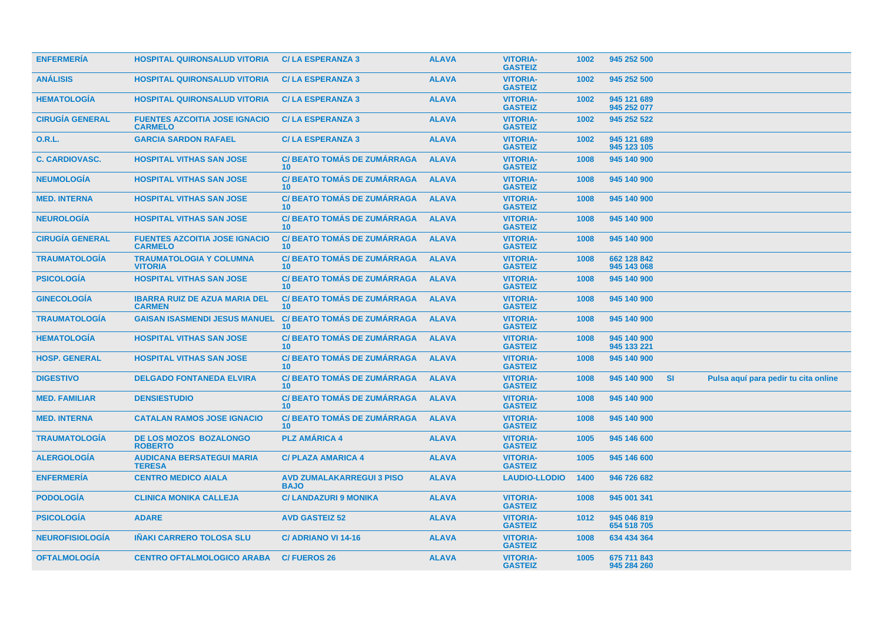| | | | | | | | | |
|---|---|---|---|---|---|---|---|---|
| ENFERMERÍA | HOSPITAL QUIRONSALUD VITORIA | C/ LA ESPERANZA 3 | ALAVA | VITORIA-GASTEIZ | 1002 | 945 252 500 | | |
| ANÁLISIS | HOSPITAL QUIRONSALUD VITORIA | C/ LA ESPERANZA 3 | ALAVA | VITORIA-GASTEIZ | 1002 | 945 252 500 | | |
| HEMATOLOGÍA | HOSPITAL QUIRONSALUD VITORIA | C/ LA ESPERANZA 3 | ALAVA | VITORIA-GASTEIZ | 1002 | 945 121 689 945 252 077 | | |
| CIRUGÍA GENERAL | FUENTES AZCOITIA JOSE IGNACIO CARMELO | C/ LA ESPERANZA 3 | ALAVA | VITORIA-GASTEIZ | 1002 | 945 252 522 | | |
| O.R.L. | GARCIA SARDON RAFAEL | C/ LA ESPERANZA 3 | ALAVA | VITORIA-GASTEIZ | 1002 | 945 121 689 945 123 105 | | |
| C. CARDIOVASC. | HOSPITAL VITHAS SAN JOSE | C/ BEATO TOMÁS DE ZUMÁRRAGA 10 | ALAVA | VITORIA-GASTEIZ | 1008 | 945 140 900 | | |
| NEUMOLOGÍA | HOSPITAL VITHAS SAN JOSE | C/ BEATO TOMÁS DE ZUMÁRRAGA 10 | ALAVA | VITORIA-GASTEIZ | 1008 | 945 140 900 | | |
| MED. INTERNA | HOSPITAL VITHAS SAN JOSE | C/ BEATO TOMÁS DE ZUMÁRRAGA 10 | ALAVA | VITORIA-GASTEIZ | 1008 | 945 140 900 | | |
| NEUROLOGÍA | HOSPITAL VITHAS SAN JOSE | C/ BEATO TOMÁS DE ZUMÁRRAGA 10 | ALAVA | VITORIA-GASTEIZ | 1008 | 945 140 900 | | |
| CIRUGÍA GENERAL | FUENTES AZCOITIA JOSE IGNACIO CARMELO | C/ BEATO TOMÁS DE ZUMÁRRAGA 10 | ALAVA | VITORIA-GASTEIZ | 1008 | 945 140 900 | | |
| TRAUMATOLOGÍA | TRAUMATOLOGIA Y COLUMNA VITORIA | C/ BEATO TOMÁS DE ZUMÁRRAGA 10 | ALAVA | VITORIA-GASTEIZ | 1008 | 662 128 842 945 143 068 | | |
| PSICOLOGÍA | HOSPITAL VITHAS SAN JOSE | C/ BEATO TOMÁS DE ZUMÁRRAGA 10 | ALAVA | VITORIA-GASTEIZ | 1008 | 945 140 900 | | |
| GINECOLOGÍA | IBARRA RUIZ DE AZUA MARIA DEL CARMEN | C/ BEATO TOMÁS DE ZUMÁRRAGA 10 | ALAVA | VITORIA-GASTEIZ | 1008 | 945 140 900 | | |
| TRAUMATOLOGÍA | GAISAN ISASMENDI JESUS MANUEL | C/ BEATO TOMÁS DE ZUMÁRRAGA 10 | ALAVA | VITORIA-GASTEIZ | 1008 | 945 140 900 | | |
| HEMATOLOGÍA | HOSPITAL VITHAS SAN JOSE | C/ BEATO TOMÁS DE ZUMÁRRAGA 10 | ALAVA | VITORIA-GASTEIZ | 1008 | 945 140 900 945 133 221 | | |
| HOSP. GENERAL | HOSPITAL VITHAS SAN JOSE | C/ BEATO TOMÁS DE ZUMÁRRAGA 10 | ALAVA | VITORIA-GASTEIZ | 1008 | 945 140 900 | | |
| DIGESTIVO | DELGADO FONTANEDA ELVIRA | C/ BEATO TOMÁS DE ZUMÁRRAGA 10 | ALAVA | VITORIA-GASTEIZ | 1008 | 945 140 900 | SI | Pulsa aquí para pedir tu cita online |
| MED. FAMILIAR | DENSIESTUDIO | C/ BEATO TOMÁS DE ZUMÁRRAGA 10 | ALAVA | VITORIA-GASTEIZ | 1008 | 945 140 900 | | |
| MED. INTERNA | CATALAN RAMOS JOSE IGNACIO | C/ BEATO TOMÁS DE ZUMÁRRAGA 10 | ALAVA | VITORIA-GASTEIZ | 1008 | 945 140 900 | | |
| TRAUMATOLOGÍA | DE LOS MOZOS BOZALONGO ROBERTO | PLZ AMÁRICA 4 | ALAVA | VITORIA-GASTEIZ | 1005 | 945 146 600 | | |
| ALERGOLOGÍA | AUDICANA BERSATEGUI MARIA TERESA | C/ PLAZA AMARICA 4 | ALAVA | VITORIA-GASTEIZ | 1005 | 945 146 600 | | |
| ENFERMERÍA | CENTRO MEDICO AIALA | AVD ZUMALAKARREGUI 3 PISO BAJO | ALAVA | LAUDIO-LLODIO | 1400 | 946 726 682 | | |
| PODOLOGÍA | CLINICA MONIKA CALLEJA | C/ LANDAZURI 9 MONIKA | ALAVA | VITORIA-GASTEIZ | 1008 | 945 001 341 | | |
| PSICOLOGÍA | ADARE | AVD GASTEIZ 52 | ALAVA | VITORIA-GASTEIZ | 1012 | 945 046 819 654 518 705 | | |
| NEUROFISIOLOGÍA | IÑAKI CARRERO TOLOSA SLU | C/ ADRIANO VI 14-16 | ALAVA | VITORIA-GASTEIZ | 1008 | 634 434 364 | | |
| OFTALMOLOGÍA | CENTRO OFTALMOLOGICO ARABA | C/ FUEROS 26 | ALAVA | VITORIA-GASTEIZ | 1005 | 675 711 843 945 284 260 | | |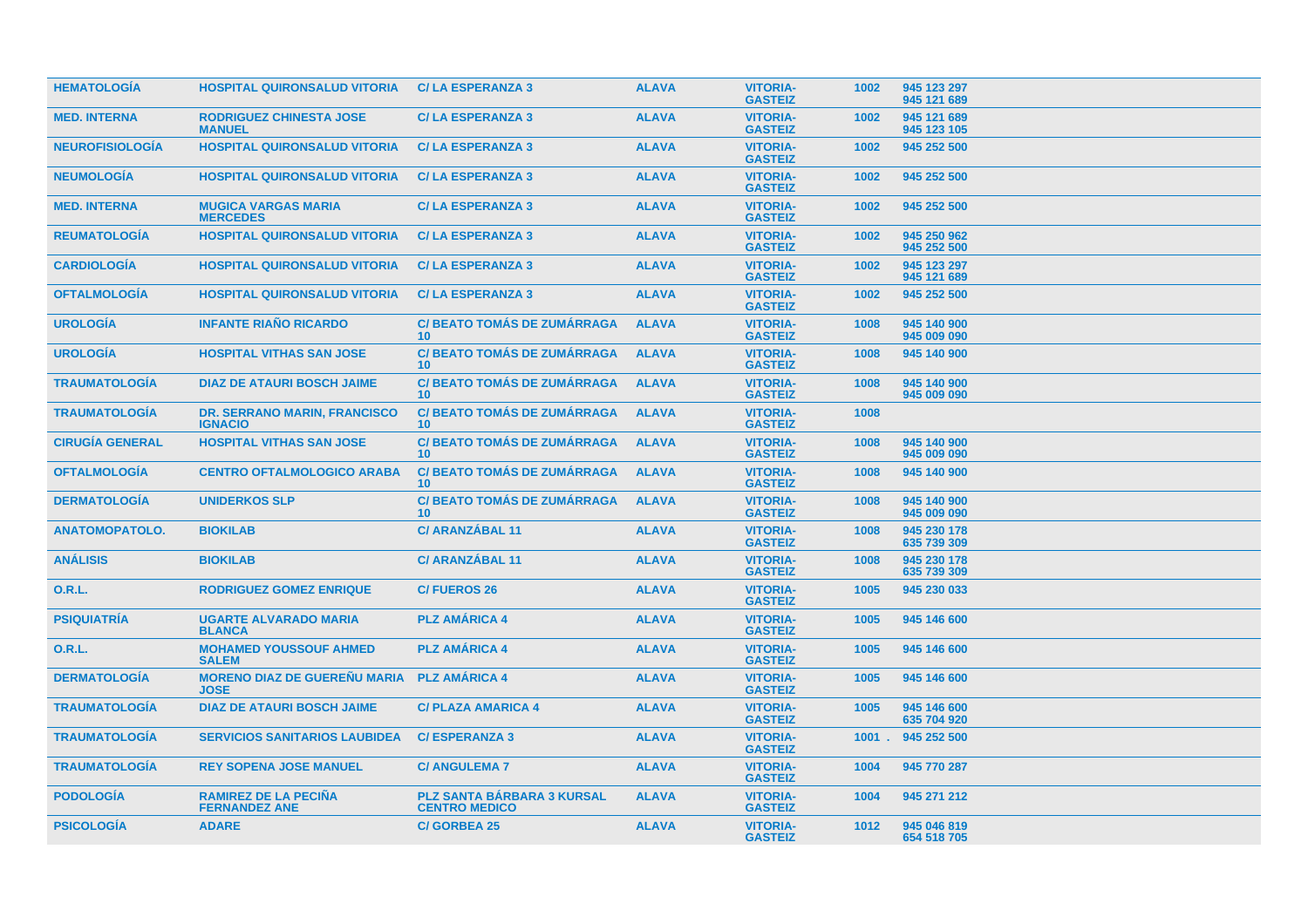| | | | | | | |
|---|---|---|---|---|---|---|
| **HEMATOLOGÍA** | **HOSPITAL QUIRONSALUD VITORIA** | **C/ LA ESPERANZA 3** | **ALAVA** | **VITORIA-GASTEIZ** | **1002** | **945 123 297 945 121 689** |
| **MED. INTERNA** | **RODRIGUEZ CHINESTA JOSE MANUEL** | **C/ LA ESPERANZA 3** | **ALAVA** | **VITORIA-GASTEIZ** | **1002** | **945 121 689 945 123 105** |
| **NEUROFISIOLOGÍA** | **HOSPITAL QUIRONSALUD VITORIA** | **C/ LA ESPERANZA 3** | **ALAVA** | **VITORIA-GASTEIZ** | **1002** | **945 252 500** |
| **NEUMOLOGÍA** | **HOSPITAL QUIRONSALUD VITORIA** | **C/ LA ESPERANZA 3** | **ALAVA** | **VITORIA-GASTEIZ** | **1002** | **945 252 500** |
| **MED. INTERNA** | **MUGICA VARGAS MARIA MERCEDES** | **C/ LA ESPERANZA 3** | **ALAVA** | **VITORIA-GASTEIZ** | **1002** | **945 252 500** |
| **REUMATOLOGÍA** | **HOSPITAL QUIRONSALUD VITORIA** | **C/ LA ESPERANZA 3** | **ALAVA** | **VITORIA-GASTEIZ** | **1002** | **945 250 962 945 252 500** |
| **CARDIOLOGÍA** | **HOSPITAL QUIRONSALUD VITORIA** | **C/ LA ESPERANZA 3** | **ALAVA** | **VITORIA-GASTEIZ** | **1002** | **945 123 297 945 121 689** |
| **OFTALMOLOGÍA** | **HOSPITAL QUIRONSALUD VITORIA** | **C/ LA ESPERANZA 3** | **ALAVA** | **VITORIA-GASTEIZ** | **1002** | **945 252 500** |
| **UROLOGÍA** | **INFANTE RIAÑO RICARDO** | **C/ BEATO TOMÁS DE ZUMÁRRAGA 10** | **ALAVA** | **VITORIA-GASTEIZ** | **1008** | **945 140 900 945 009 090** |
| **UROLOGÍA** | **HOSPITAL VITHAS SAN JOSE** | **C/ BEATO TOMÁS DE ZUMÁRRAGA 10** | **ALAVA** | **VITORIA-GASTEIZ** | **1008** | **945 140 900** |
| **TRAUMATOLOGÍA** | **DIAZ DE ATAURI BOSCH JAIME** | **C/ BEATO TOMÁS DE ZUMÁRRAGA 10** | **ALAVA** | **VITORIA-GASTEIZ** | **1008** | **945 140 900 945 009 090** |
| **TRAUMATOLOGÍA** | **DR. SERRANO MARIN, FRANCISCO IGNACIO** | **C/ BEATO TOMÁS DE ZUMÁRRAGA 10** | **ALAVA** | **VITORIA-GASTEIZ** | **1008** | |
| **CIRUGÍA GENERAL** | **HOSPITAL VITHAS SAN JOSE** | **C/ BEATO TOMÁS DE ZUMÁRRAGA 10** | **ALAVA** | **VITORIA-GASTEIZ** | **1008** | **945 140 900 945 009 090** |
| **OFTALMOLOGÍA** | **CENTRO OFTALMOLOGICO ARABA** | **C/ BEATO TOMÁS DE ZUMÁRRAGA 10** | **ALAVA** | **VITORIA-GASTEIZ** | **1008** | **945 140 900** |
| **DERMATOLOGÍA** | **UNIDERKOS SLP** | **C/ BEATO TOMÁS DE ZUMÁRRAGA 10** | **ALAVA** | **VITORIA-GASTEIZ** | **1008** | **945 140 900 945 009 090** |
| **ANATOMOPATOLO.** | **BIOKILAB** | **C/ ARANZÁBAL 11** | **ALAVA** | **VITORIA-GASTEIZ** | **1008** | **945 230 178 635 739 309** |
| **ANÁLISIS** | **BIOKILAB** | **C/ ARANZÁBAL 11** | **ALAVA** | **VITORIA-GASTEIZ** | **1008** | **945 230 178 635 739 309** |
| **O.R.L.** | **RODRIGUEZ GOMEZ ENRIQUE** | **C/ FUEROS 26** | **ALAVA** | **VITORIA-GASTEIZ** | **1005** | **945 230 033** |
| **PSIQUIATRÍA** | **UGARTE ALVARADO MARIA BLANCA** | **PLZ AMÁRICA 4** | **ALAVA** | **VITORIA-GASTEIZ** | **1005** | **945 146 600** |
| **O.R.L.** | **MOHAMED YOUSSOUF AHMED SALEM** | **PLZ AMÁRICA 4** | **ALAVA** | **VITORIA-GASTEIZ** | **1005** | **945 146 600** |
| **DERMATOLOGÍA** | **MORENO DIAZ DE GUEREÑU MARIA JOSE** | **PLZ AMÁRICA 4** | **ALAVA** | **VITORIA-GASTEIZ** | **1005** | **945 146 600** |
| **TRAUMATOLOGÍA** | **DIAZ DE ATAURI BOSCH JAIME** | **C/ PLAZA AMARICA 4** | **ALAVA** | **VITORIA-GASTEIZ** | **1005** | **945 146 600 635 704 920** |
| **TRAUMATOLOGÍA** | **SERVICIOS SANITARIOS LAUBIDEA** | **C/ ESPERANZA 3** | **ALAVA** | **VITORIA-GASTEIZ** | **1001 .** | **945 252 500** |
| **TRAUMATOLOGÍA** | **REY SOPENA JOSE MANUEL** | **C/ ANGULEMA 7** | **ALAVA** | **VITORIA-GASTEIZ** | **1004** | **945 770 287** |
| **PODOLOGÍA** | **RAMIREZ DE LA PECIÑA FERNANDEZ ANE** | **PLZ SANTA BÁRBARA 3 KURSAL CENTRO MEDICO** | **ALAVA** | **VITORIA-GASTEIZ** | **1004** | **945 271 212** |
| **PSICOLOGÍA** | **ADARE** | **C/ GORBEA 25** | **ALAVA** | **VITORIA-GASTEIZ** | **1012** | **945 046 819 654 518 705** |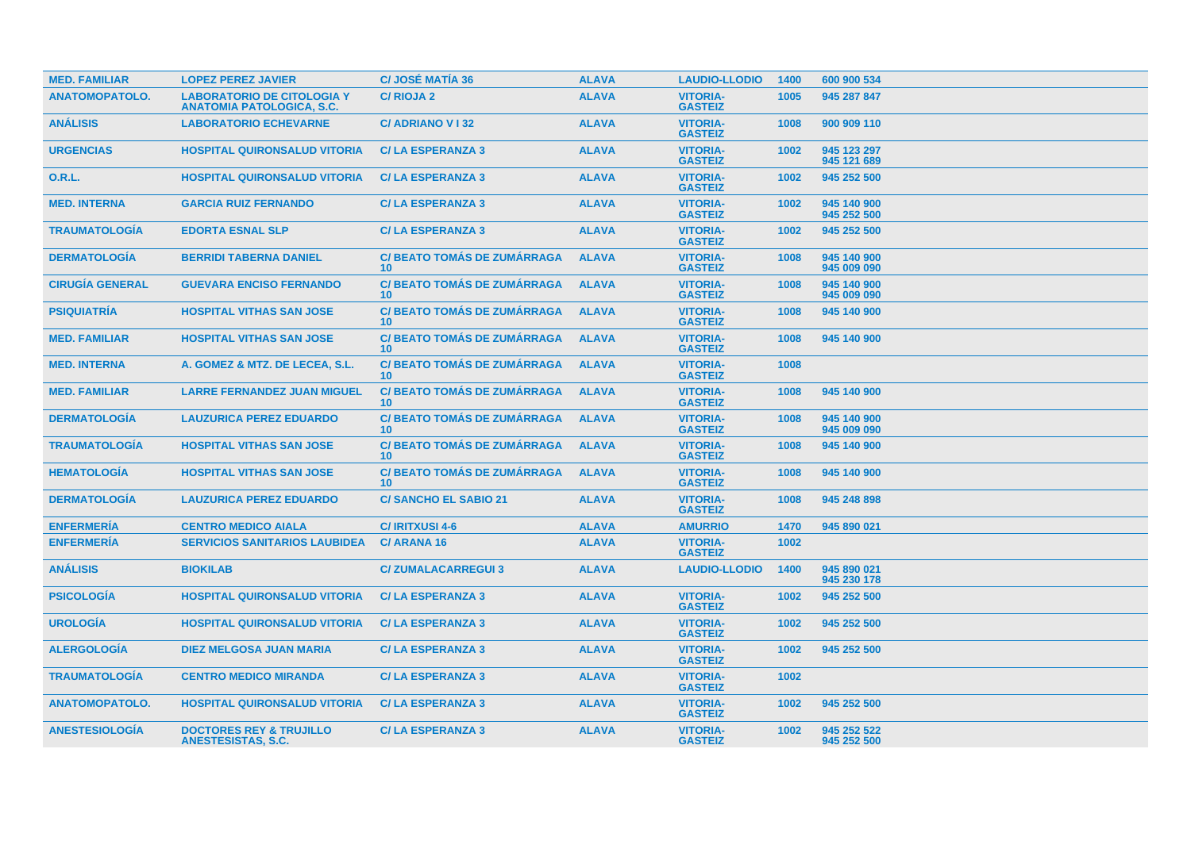| MED. FAMILIAR | LOPEZ PEREZ JAVIER | C/ JOSÉ MATÍA 36 | ALAVA | LAUDIO-LLODIO | 1400 | 600 900 534 |
|---|---|---|---|---|---|---|
| ANATOMOPATOLO. | LABORATORIO DE CITOLOGIA Y ANATOMIA PATOLOGICA, S.C. | C/ RIOJA 2 | ALAVA | VITORIA-GASTEIZ | 1005 | 945 287 847 |
| ANÁLISIS | LABORATORIO ECHEVARNE | C/ ADRIANO V I 32 | ALAVA | VITORIA-GASTEIZ | 1008 | 900 909 110 |
| URGENCIAS | HOSPITAL QUIRONSALUD VITORIA | C/ LA ESPERANZA 3 | ALAVA | VITORIA-GASTEIZ | 1002 | 945 123 297 945 121 689 |
| O.R.L. | HOSPITAL QUIRONSALUD VITORIA | C/ LA ESPERANZA 3 | ALAVA | VITORIA-GASTEIZ | 1002 | 945 252 500 |
| MED. INTERNA | GARCIA RUIZ FERNANDO | C/ LA ESPERANZA 3 | ALAVA | VITORIA-GASTEIZ | 1002 | 945 140 900 945 252 500 |
| TRAUMATOLOGÍA | EDORTA ESNAL SLP | C/ LA ESPERANZA 3 | ALAVA | VITORIA-GASTEIZ | 1002 | 945 252 500 |
| DERMATOLOGÍA | BERRIDI TABERNA DANIEL | C/ BEATO TOMÁS DE ZUMÁRRAGA 10 | ALAVA | VITORIA-GASTEIZ | 1008 | 945 140 900 945 009 090 |
| CIRUGÍA GENERAL | GUEVARA ENCISO FERNANDO | C/ BEATO TOMÁS DE ZUMÁRRAGA 10 | ALAVA | VITORIA-GASTEIZ | 1008 | 945 140 900 945 009 090 |
| PSIQUIATRÍA | HOSPITAL VITHAS SAN JOSE | C/ BEATO TOMÁS DE ZUMÁRRAGA 10 | ALAVA | VITORIA-GASTEIZ | 1008 | 945 140 900 |
| MED. FAMILIAR | HOSPITAL VITHAS SAN JOSE | C/ BEATO TOMÁS DE ZUMÁRRAGA 10 | ALAVA | VITORIA-GASTEIZ | 1008 | 945 140 900 |
| MED. INTERNA | A. GOMEZ & MTZ. DE LECEA, S.L. | C/ BEATO TOMÁS DE ZUMÁRRAGA 10 | ALAVA | VITORIA-GASTEIZ | 1008 | |
| MED. FAMILIAR | LARRE FERNANDEZ JUAN MIGUEL | C/ BEATO TOMÁS DE ZUMÁRRAGA 10 | ALAVA | VITORIA-GASTEIZ | 1008 | 945 140 900 |
| DERMATOLOGÍA | LAUZURICA PEREZ EDUARDO | C/ BEATO TOMÁS DE ZUMÁRRAGA 10 | ALAVA | VITORIA-GASTEIZ | 1008 | 945 140 900 945 009 090 |
| TRAUMATOLOGÍA | HOSPITAL VITHAS SAN JOSE | C/ BEATO TOMÁS DE ZUMÁRRAGA 10 | ALAVA | VITORIA-GASTEIZ | 1008 | 945 140 900 |
| HEMATOLOGÍA | HOSPITAL VITHAS SAN JOSE | C/ BEATO TOMÁS DE ZUMÁRRAGA 10 | ALAVA | VITORIA-GASTEIZ | 1008 | 945 140 900 |
| DERMATOLOGÍA | LAUZURICA PEREZ EDUARDO | C/ SANCHO EL SABIO 21 | ALAVA | VITORIA-GASTEIZ | 1008 | 945 248 898 |
| ENFERMERÍA | CENTRO MEDICO AIALA | C/ IRITXUSI 4-6 | ALAVA | AMURRIO | 1470 | 945 890 021 |
| ENFERMERÍA | SERVICIOS SANITARIOS LAUBIDEA | C/ ARANA 16 | ALAVA | VITORIA-GASTEIZ | 1002 | |
| ANÁLISIS | BIOKILAB | C/ ZUMALACARREGUI 3 | ALAVA | LAUDIO-LLODIO | 1400 | 945 890 021 945 230 178 |
| PSICOLOGÍA | HOSPITAL QUIRONSALUD VITORIA | C/ LA ESPERANZA 3 | ALAVA | VITORIA-GASTEIZ | 1002 | 945 252 500 |
| UROLOGÍA | HOSPITAL QUIRONSALUD VITORIA | C/ LA ESPERANZA 3 | ALAVA | VITORIA-GASTEIZ | 1002 | 945 252 500 |
| ALERGOLOGÍA | DIEZ MELGOSA JUAN MARIA | C/ LA ESPERANZA 3 | ALAVA | VITORIA-GASTEIZ | 1002 | 945 252 500 |
| TRAUMATOLOGÍA | CENTRO MEDICO MIRANDA | C/ LA ESPERANZA 3 | ALAVA | VITORIA-GASTEIZ | 1002 | |
| ANATOMOPATOLO. | HOSPITAL QUIRONSALUD VITORIA | C/ LA ESPERANZA 3 | ALAVA | VITORIA-GASTEIZ | 1002 | 945 252 500 |
| ANESTESIOLOGÍA | DOCTORES REY & TRUJILLO ANESTESISTAS, S.C. | C/ LA ESPERANZA 3 | ALAVA | VITORIA-GASTEIZ | 1002 | 945 252 522 945 252 500 |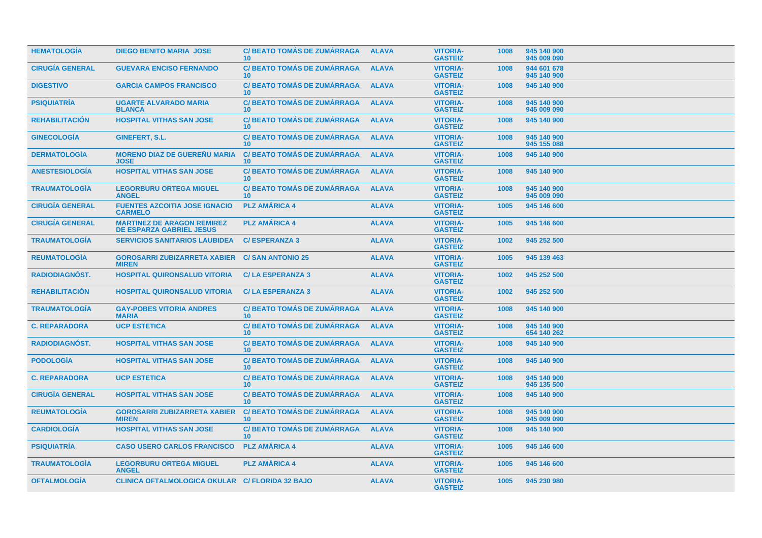| HEMATOLOGÍA | DIEGO BENITO MARIA JOSE | C/ BEATO TOMÁS DE ZUMÁRRAGA 10 | ALAVA | VITORIA-GASTEIZ | 1008 | 945 140 900 945 009 090 |
|---|---|---|---|---|---|---|
| CIRUGÍA GENERAL | GUEVARA ENCISO FERNANDO | C/ BEATO TOMÁS DE ZUMÁRRAGA 10 | ALAVA | VITORIA-GASTEIZ | 1008 | 944 601 678 945 140 900 |
| DIGESTIVO | GARCIA CAMPOS FRANCISCO | C/ BEATO TOMÁS DE ZUMÁRRAGA 10 | ALAVA | VITORIA-GASTEIZ | 1008 | 945 140 900 |
| PSIQUIATRÍA | UGARTE ALVARADO MARIA BLANCA | C/ BEATO TOMÁS DE ZUMÁRRAGA 10 | ALAVA | VITORIA-GASTEIZ | 1008 | 945 140 900 945 009 090 |
| REHABILITACIÓN | HOSPITAL VITHAS SAN JOSE | C/ BEATO TOMÁS DE ZUMÁRRAGA 10 | ALAVA | VITORIA-GASTEIZ | 1008 | 945 140 900 |
| GINECOLOGÍA | GINEFERT, S.L. | C/ BEATO TOMÁS DE ZUMÁRRAGA 10 | ALAVA | VITORIA-GASTEIZ | 1008 | 945 140 900 945 155 088 |
| DERMATOLOGÍA | MORENO DIAZ DE GUEREÑU MARIA JOSE | C/ BEATO TOMÁS DE ZUMÁRRAGA 10 | ALAVA | VITORIA-GASTEIZ | 1008 | 945 140 900 |
| ANESTESIOLOGÍA | HOSPITAL VITHAS SAN JOSE | C/ BEATO TOMÁS DE ZUMÁRRAGA 10 | ALAVA | VITORIA-GASTEIZ | 1008 | 945 140 900 |
| TRAUMATOLOGÍA | LEGORBURU ORTEGA MIGUEL ANGEL | C/ BEATO TOMÁS DE ZUMÁRRAGA 10 | ALAVA | VITORIA-GASTEIZ | 1008 | 945 140 900 945 009 090 |
| CIRUGÍA GENERAL | FUENTES AZCOITIA JOSE IGNACIO CARMELO | PLZ AMÁRICA 4 | ALAVA | VITORIA-GASTEIZ | 1005 | 945 146 600 |
| CIRUGÍA GENERAL | MARTINEZ DE ARAGON REMIREZ DE ESPARZA GABRIEL JESUS | PLZ AMÁRICA 4 | ALAVA | VITORIA-GASTEIZ | 1005 | 945 146 600 |
| TRAUMATOLOGÍA | SERVICIOS SANITARIOS LAUBIDEA | C/ ESPERANZA 3 | ALAVA | VITORIA-GASTEIZ | 1002 | 945 252 500 |
| REUMATOLOGÍA | GOROSARRI ZUBIZARRETA XABIER MIREN | C/ SAN ANTONIO 25 | ALAVA | VITORIA-GASTEIZ | 1005 | 945 139 463 |
| RADIODIAGNÓST. | HOSPITAL QUIRONSALUD VITORIA | C/ LA ESPERANZA 3 | ALAVA | VITORIA-GASTEIZ | 1002 | 945 252 500 |
| REHABILITACIÓN | HOSPITAL QUIRONSALUD VITORIA | C/ LA ESPERANZA 3 | ALAVA | VITORIA-GASTEIZ | 1002 | 945 252 500 |
| TRAUMATOLOGÍA | GAY-POBES VITORIA ANDRES MARIA | C/ BEATO TOMÁS DE ZUMÁRRAGA 10 | ALAVA | VITORIA-GASTEIZ | 1008 | 945 140 900 |
| C. REPARADORA | UCP ESTETICA | C/ BEATO TOMÁS DE ZUMÁRRAGA 10 | ALAVA | VITORIA-GASTEIZ | 1008 | 945 140 900 654 140 262 |
| RADIODIAGNÓST. | HOSPITAL VITHAS SAN JOSE | C/ BEATO TOMÁS DE ZUMÁRRAGA 10 | ALAVA | VITORIA-GASTEIZ | 1008 | 945 140 900 |
| PODOLOGÍA | HOSPITAL VITHAS SAN JOSE | C/ BEATO TOMÁS DE ZUMÁRRAGA 10 | ALAVA | VITORIA-GASTEIZ | 1008 | 945 140 900 |
| C. REPARADORA | UCP ESTETICA | C/ BEATO TOMÁS DE ZUMÁRRAGA 10 | ALAVA | VITORIA-GASTEIZ | 1008 | 945 140 900 945 135 500 |
| CIRUGÍA GENERAL | HOSPITAL VITHAS SAN JOSE | C/ BEATO TOMÁS DE ZUMÁRRAGA 10 | ALAVA | VITORIA-GASTEIZ | 1008 | 945 140 900 |
| REUMATOLOGÍA | GOROSARRI ZUBIZARRETA XABIER MIREN | C/ BEATO TOMÁS DE ZUMÁRRAGA 10 | ALAVA | VITORIA-GASTEIZ | 1008 | 945 140 900 945 009 090 |
| CARDIOLOGÍA | HOSPITAL VITHAS SAN JOSE | C/ BEATO TOMÁS DE ZUMÁRRAGA 10 | ALAVA | VITORIA-GASTEIZ | 1008 | 945 140 900 |
| PSIQUIATRÍA | CASO USERO CARLOS FRANCISCO | PLZ AMÁRICA 4 | ALAVA | VITORIA-GASTEIZ | 1005 | 945 146 600 |
| TRAUMATOLOGÍA | LEGORBURU ORTEGA MIGUEL ANGEL | PLZ AMÁRICA 4 | ALAVA | VITORIA-GASTEIZ | 1005 | 945 146 600 |
| OFTALMOLOGÍA | CLINICA OFTALMOLOGICA OKULAR | C/ FLORIDA 32 BAJO | ALAVA | VITORIA-GASTEIZ | 1005 | 945 230 980 |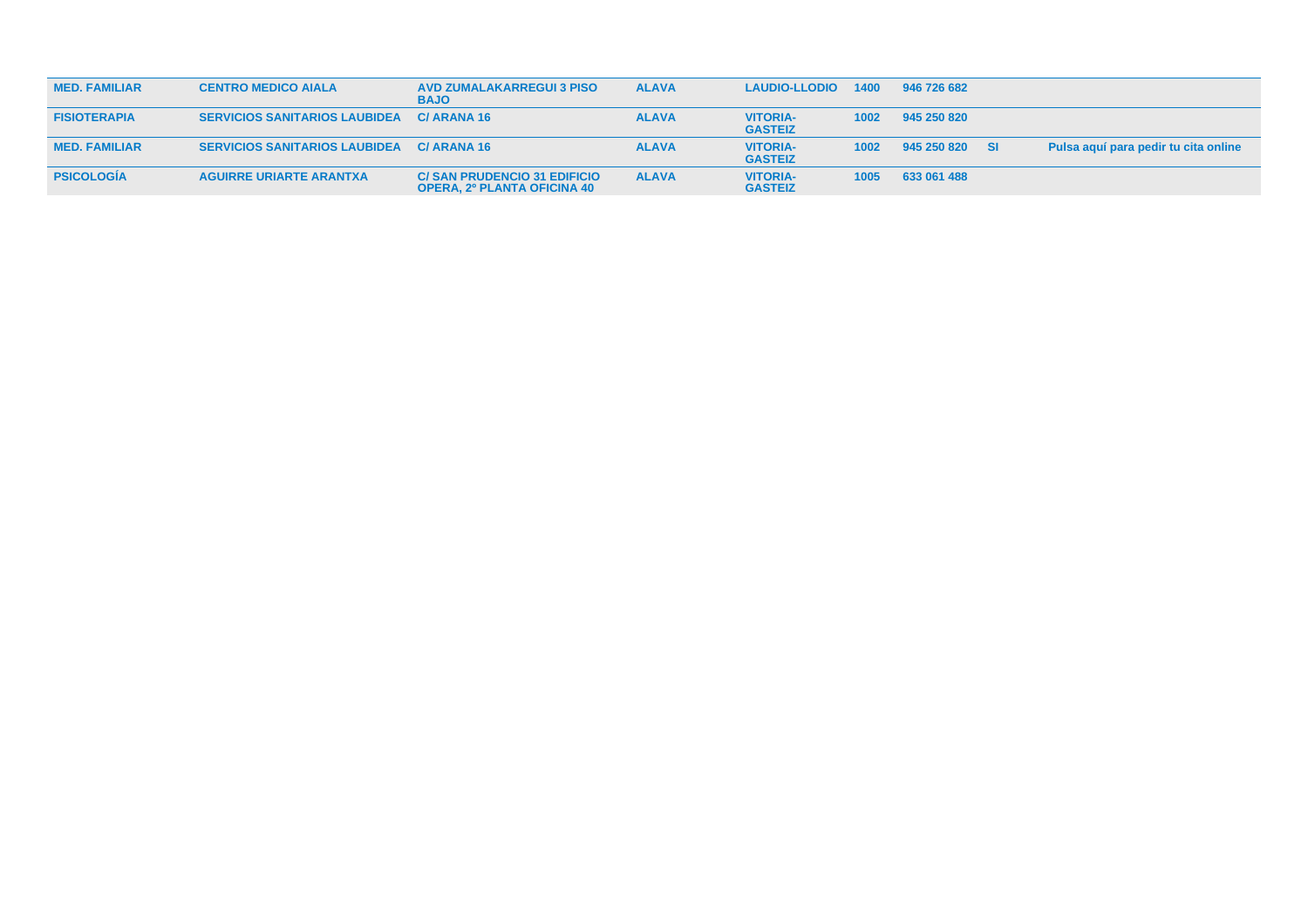| | | | | | | | | |
|---|---|---|---|---|---|---|---|---|
| MED. FAMILIAR | CENTRO MEDICO AIALA | AVD ZUMALAKARREGUI 3 PISO BAJO | ALAVA | LAUDIO-LLODIO | 1400 | 946 726 682 | | |
| FISIOTERAPIA | SERVICIOS SANITARIOS LAUBIDEA | C/ ARANA 16 | ALAVA | VITORIA-GASTEIZ | 1002 | 945 250 820 | | |
| MED. FAMILIAR | SERVICIOS SANITARIOS LAUBIDEA | C/ ARANA 16 | ALAVA | VITORIA-GASTEIZ | 1002 | 945 250 820 | SI | Pulsa aquí para pedir tu cita online |
| PSICOLOGÍA | AGUIRRE URIARTE ARANTXA | C/ SAN PRUDENCIO 31 EDIFICIO OPERA, 2º PLANTA OFICINA 40 | ALAVA | VITORIA-GASTEIZ | 1005 | 633 061 488 | | |